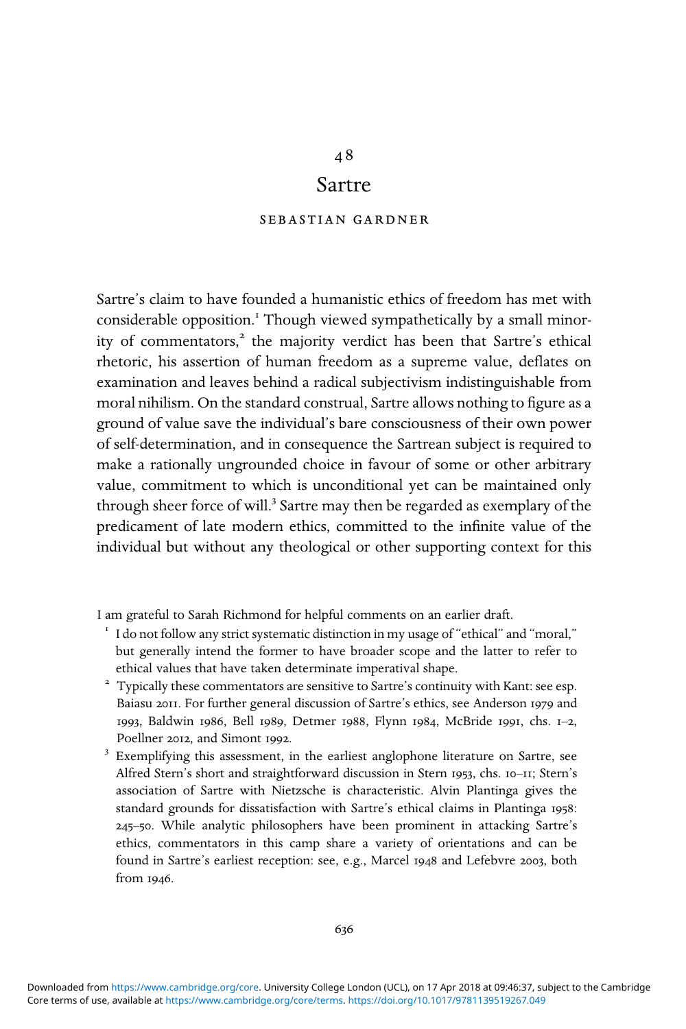# 48

# Sartre

## SEBASTIAN GARDNER

Sartre's claim to have founded a humanistic ethics of freedom has met with considerable opposition.[1] Though viewed sympathetically by a small minority of commentators,[2] the majority verdict has been that Sartre's ethical rhetoric, his assertion of human freedom as a supreme value, deflates on examination and leaves behind a radical subjectivism indistinguishable from moral nihilism. On the standard construal, Sartre allows nothing to figure as a ground of value save the individual's bare consciousness of their own power of self-determination, and in consequence the Sartrean subject is required to make a rationally ungrounded choice in favour of some or other arbitrary value, commitment to which is unconditional yet can be maintained only through sheer force of will.[3] Sartre may then be regarded as exemplary of the predicament of late modern ethics, committed to the infinite value of the individual but without any theological or other supporting context for this

I am grateful to Sarah Richmond for helpful comments on an earlier draft.

[1] I do not follow any strict systematic distinction in my usage of "ethical" and "moral," but generally intend the former to have broader scope and the latter to refer to ethical values that have taken determinate imperatival shape.

[2] Typically these commentators are sensitive to Sartre's continuity with Kant: see esp. Baiasu 2011. For further general discussion of Sartre's ethics, see Anderson 1979 and 1993, Baldwin 1986, Bell 1989, Detmer 1988, Flynn 1984, McBride 1991, chs. 1–2, Poellner 2012, and Simont 1992.

[3] Exemplifying this assessment, in the earliest anglophone literature on Sartre, see Alfred Stern's short and straightforward discussion in Stern 1953, chs. 10–11; Stern's association of Sartre with Nietzsche is characteristic. Alvin Plantinga gives the standard grounds for dissatisfaction with Sartre's ethical claims in Plantinga 1958: 245–50. While analytic philosophers have been prominent in attacking Sartre's ethics, commentators in this camp share a variety of orientations and can be found in Sartre's earliest reception: see, e.g., Marcel 1948 and Lefebvre 2003, both from 1946.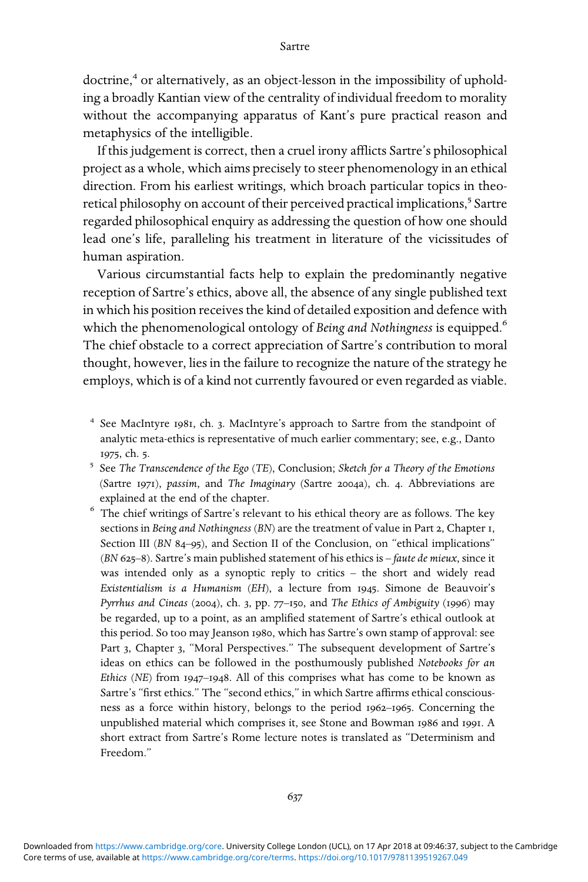doctrine,[4] or alternatively, as an object-lesson in the impossibility of upholding a broadly Kantian view of the centrality of individual freedom to morality without the accompanying apparatus of Kant's pure practical reason and metaphysics of the intelligible.

If this judgement is correct, then a cruel irony afflicts Sartre's philosophical project as a whole, which aims precisely to steer phenomenology in an ethical direction. From his earliest writings, which broach particular topics in theoretical philosophy on account of their perceived practical implications,[5] Sartre regarded philosophical enquiry as addressing the question of how one should lead one's life, paralleling his treatment in literature of the vicissitudes of human aspiration.

Various circumstantial facts help to explain the predominantly negative reception of Sartre's ethics, above all, the absence of any single published text in which his position receives the kind of detailed exposition and defence with which the phenomenological ontology of *Being and Nothingness* is equipped.[6] The chief obstacle to a correct appreciation of Sartre's contribution to moral thought, however, lies in the failure to recognize the nature of the strategy he employs, which is of a kind not currently favoured or even regarded as viable.

[4] See MacIntyre 1981, ch. 3. MacIntyre's approach to Sartre from the standpoint of analytic meta-ethics is representative of much earlier commentary; see, e.g., Danto 1975, ch. 5.

[5] See *The Transcendence of the Ego* (*TE*), Conclusion; *Sketch for a Theory of the Emotions* (Sartre 1971), *passim*, and *The Imaginary* (Sartre 2004a), ch. 4. Abbreviations are explained at the end of the chapter.

[6] The chief writings of Sartre's relevant to his ethical theory are as follows. The key sections in *Being and Nothingness* (*BN*) are the treatment of value in Part 2, Chapter 1, Section III (*BN* 84–95), and Section II of the Conclusion, on "ethical implications" (*BN* 625–8). Sartre's main published statement of his ethics is – *faute de mieux*, since it was intended only as a synoptic reply to critics – the short and widely read *Existentialism is a Humanism* (*EH*), a lecture from 1945. Simone de Beauvoir's *Pyrrhus and Cineas* (2004), ch. 3, pp. 77–150, and *The Ethics of Ambiguity* (1996) may be regarded, up to a point, as an amplified statement of Sartre's ethical outlook at this period. So too may Jeanson 1980, which has Sartre's own stamp of approval: see Part 3, Chapter 3, "Moral Perspectives." The subsequent development of Sartre's ideas on ethics can be followed in the posthumously published *Notebooks for an Ethics* (*NE*) from 1947–1948. All of this comprises what has come to be known as Sartre's "first ethics." The "second ethics," in which Sartre affirms ethical consciousness as a force within history, belongs to the period 1962–1965. Concerning the unpublished material which comprises it, see Stone and Bowman 1986 and 1991. A short extract from Sartre's Rome lecture notes is translated as "Determinism and Freedom."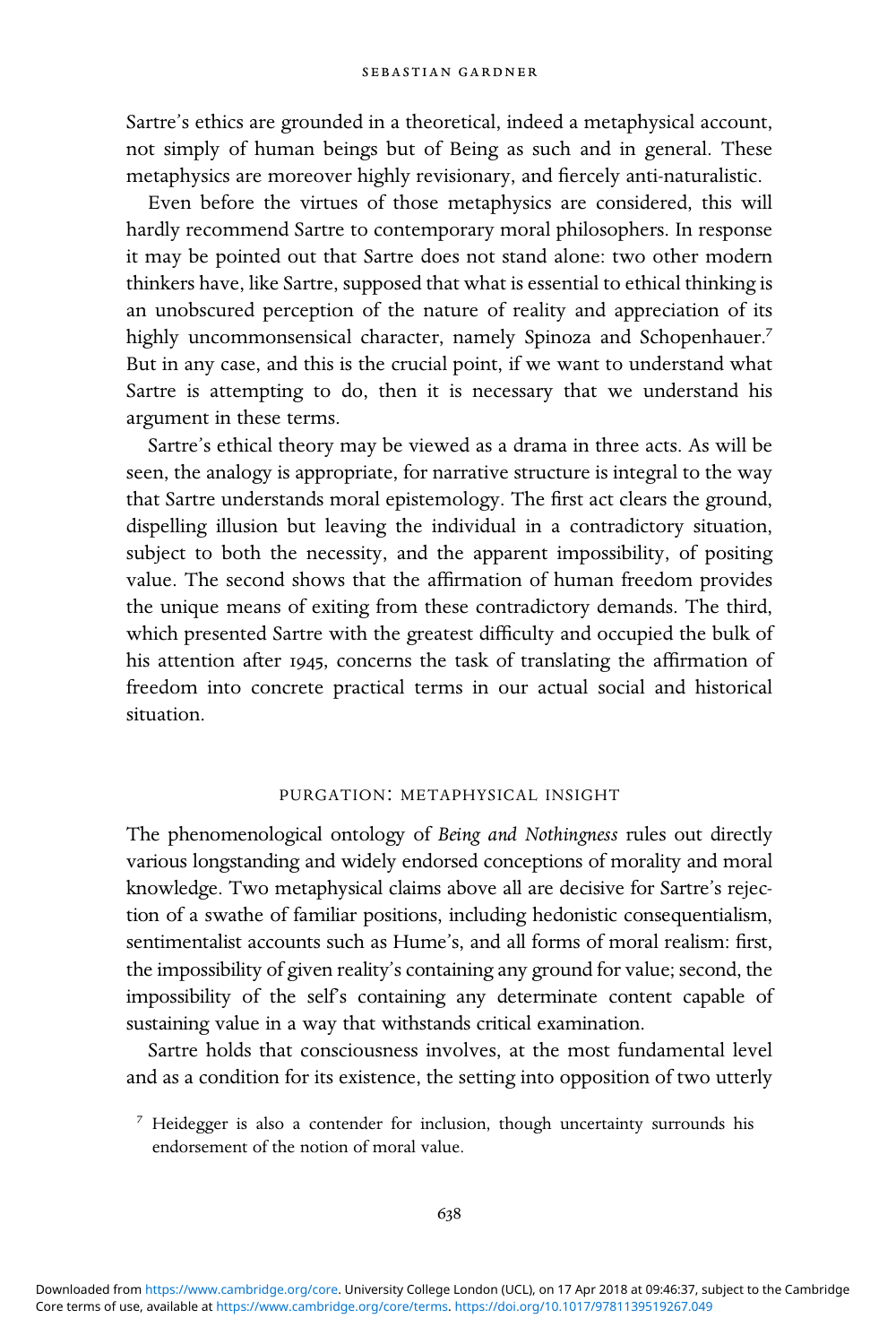Sartre's ethics are grounded in a theoretical, indeed a metaphysical account, not simply of human beings but of Being as such and in general. These metaphysics are moreover highly revisionary, and fiercely anti-naturalistic.

Even before the virtues of those metaphysics are considered, this will hardly recommend Sartre to contemporary moral philosophers. In response it may be pointed out that Sartre does not stand alone: two other modern thinkers have, like Sartre, supposed that what is essential to ethical thinking is an unobscured perception of the nature of reality and appreciation of its highly uncommonsensical character, namely Spinoza and Schopenhauer.[7] But in any case, and this is the crucial point, if we want to understand what Sartre is attempting to do, then it is necessary that we understand his argument in these terms.

Sartre's ethical theory may be viewed as a drama in three acts. As will be seen, the analogy is appropriate, for narrative structure is integral to the way that Sartre understands moral epistemology. The first act clears the ground, dispelling illusion but leaving the individual in a contradictory situation, subject to both the necessity, and the apparent impossibility, of positing value. The second shows that the affirmation of human freedom provides the unique means of exiting from these contradictory demands. The third, which presented Sartre with the greatest difficulty and occupied the bulk of his attention after 1945, concerns the task of translating the affirmation of freedom into concrete practical terms in our actual social and historical situation.

## PURGATION: METAPHYSICAL INSIGHT

The phenomenological ontology of *Being and Nothingness* rules out directly various longstanding and widely endorsed conceptions of morality and moral knowledge. Two metaphysical claims above all are decisive for Sartre's rejection of a swathe of familiar positions, including hedonistic consequentialism, sentimentalist accounts such as Hume's, and all forms of moral realism: first, the impossibility of given reality's containing any ground for value; second, the impossibility of the self's containing any determinate content capable of sustaining value in a way that withstands critical examination.

Sartre holds that consciousness involves, at the most fundamental level and as a condition for its existence, the setting into opposition of two utterly

[7] Heidegger is also a contender for inclusion, though uncertainty surrounds his endorsement of the notion of moral value.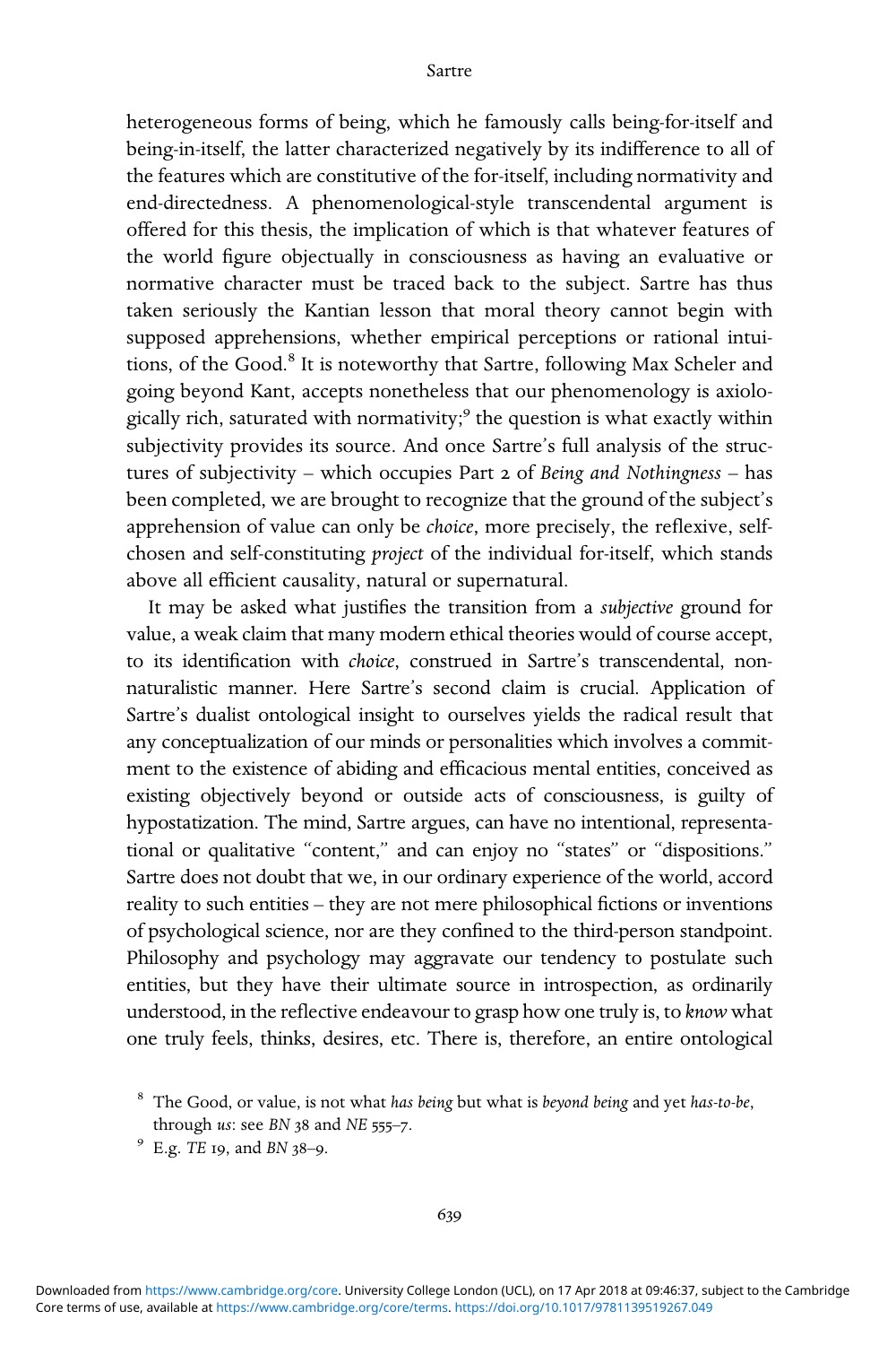heterogeneous forms of being, which he famously calls being-for-itself and being-in-itself, the latter characterized negatively by its indifference to all of the features which are constitutive of the for-itself, including normativity and end-directedness. A phenomenological-style transcendental argument is offered for this thesis, the implication of which is that whatever features of the world figure objectually in consciousness as having an evaluative or normative character must be traced back to the subject. Sartre has thus taken seriously the Kantian lesson that moral theory cannot begin with supposed apprehensions, whether empirical perceptions or rational intuitions, of the Good.[8] It is noteworthy that Sartre, following Max Scheler and going beyond Kant, accepts nonetheless that our phenomenology is axiologically rich, saturated with normativity;[9] the question is what exactly within subjectivity provides its source. And once Sartre's full analysis of the structures of subjectivity – which occupies Part 2 of *Being and Nothingness* – has been completed, we are brought to recognize that the ground of the subject's apprehension of value can only be *choice*, more precisely, the reflexive, self-chosen and self-constituting *project* of the individual for-itself, which stands above all efficient causality, natural or supernatural.

It may be asked what justifies the transition from a *subjective* ground for value, a weak claim that many modern ethical theories would of course accept, to its identification with *choice*, construed in Sartre's transcendental, non-naturalistic manner. Here Sartre's second claim is crucial. Application of Sartre's dualist ontological insight to ourselves yields the radical result that any conceptualization of our minds or personalities which involves a commitment to the existence of abiding and efficacious mental entities, conceived as existing objectively beyond or outside acts of consciousness, is guilty of hypostatization. The mind, Sartre argues, can have no intentional, representational or qualitative "content," and can enjoy no "states" or "dispositions." Sartre does not doubt that we, in our ordinary experience of the world, accord reality to such entities – they are not mere philosophical fictions or inventions of psychological science, nor are they confined to the third-person standpoint. Philosophy and psychology may aggravate our tendency to postulate such entities, but they have their ultimate source in introspection, as ordinarily understood, in the reflective endeavour to grasp how one truly is, to *know* what one truly feels, thinks, desires, etc. There is, therefore, an entire ontological

[8] The Good, or value, is not what *has being* but what is *beyond being* and yet *has-to-be*, through *us*: see *BN* 38 and *NE* 555–7.

[9] E.g. *TE* 19, and *BN* 38–9.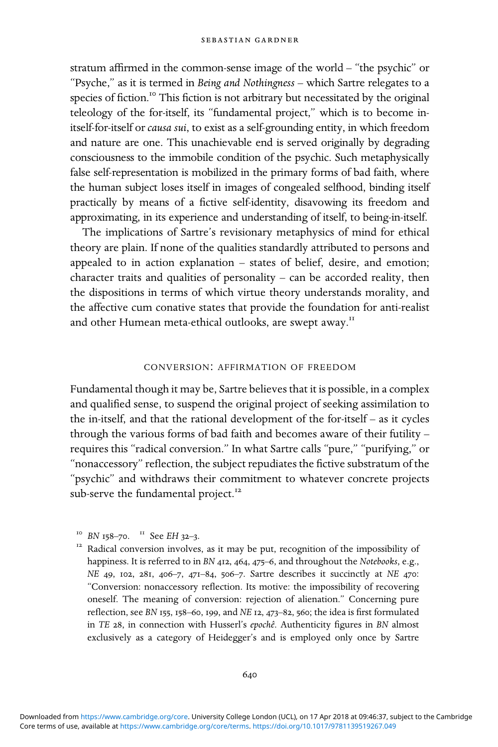stratum affirmed in the common-sense image of the world – "the psychic" or "Psyche," as it is termed in *Being and Nothingness* – which Sartre relegates to a species of fiction.[10] This fiction is not arbitrary but necessitated by the original teleology of the for-itself, its "fundamental project," which is to become in-itself-for-itself or *causa sui*, to exist as a self-grounding entity, in which freedom and nature are one. This unachievable end is served originally by degrading consciousness to the immobile condition of the psychic. Such metaphysically false self-representation is mobilized in the primary forms of bad faith, where the human subject loses itself in images of congealed selfhood, binding itself practically by means of a fictive self-identity, disavowing its freedom and approximating, in its experience and understanding of itself, to being-in-itself.

The implications of Sartre's revisionary metaphysics of mind for ethical theory are plain. If none of the qualities standardly attributed to persons and appealed to in action explanation – states of belief, desire, and emotion; character traits and qualities of personality – can be accorded reality, then the dispositions in terms of which virtue theory understands morality, and the affective cum conative states that provide the foundation for anti-realist and other Humean meta-ethical outlooks, are swept away.[11]

## CONVERSION: AFFIRMATION OF FREEDOM

Fundamental though it may be, Sartre believes that it is possible, in a complex and qualified sense, to suspend the original project of seeking assimilation to the in-itself, and that the rational development of the for-itself – as it cycles through the various forms of bad faith and becomes aware of their futility – requires this "radical conversion." In what Sartre calls "pure," "purifying," or "nonaccessory" reflection, the subject repudiates the fictive substratum of the "psychic" and withdraws their commitment to whatever concrete projects sub-serve the fundamental project.[12]

[10] *BN* 158–70. [11] See *EH* 32–3.

[12] Radical conversion involves, as it may be put, recognition of the impossibility of happiness. It is referred to in *BN* 412, 464, 475–6, and throughout the *Notebooks*, e.g., *NE* 49, 102, 281, 406–7, 471–84, 506–7. Sartre describes it succinctly at *NE* 470: "Conversion: nonaccessory reflection. Its motive: the impossibility of recovering oneself. The meaning of conversion: rejection of alienation." Concerning pure reflection, see *BN* 155, 158–60, 199, and *NE* 12, 473–82, 560; the idea is first formulated in *TE* 28, in connection with Husserl's *epochê*. Authenticity figures in *BN* almost exclusively as a category of Heidegger's and is employed only once by Sartre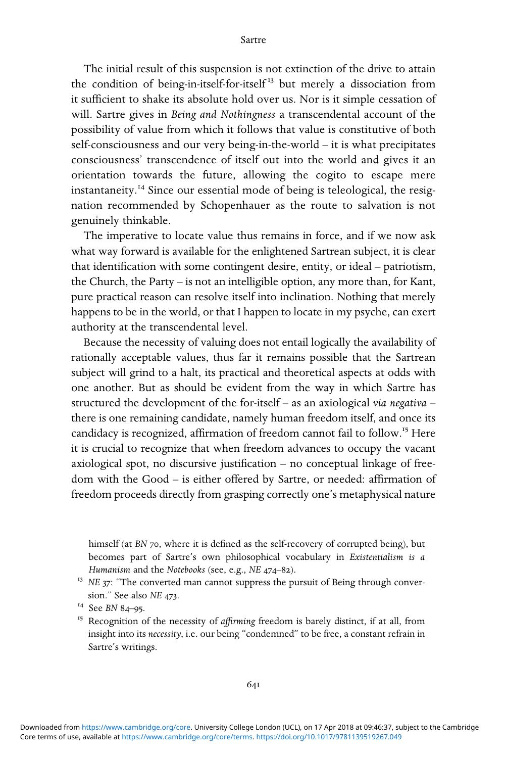The initial result of this suspension is not extinction of the drive to attain the condition of being-in-itself-for-itself[13] but merely a dissociation from it sufficient to shake its absolute hold over us. Nor is it simple cessation of will. Sartre gives in *Being and Nothingness* a transcendental account of the possibility of value from which it follows that value is constitutive of both self-consciousness and our very being-in-the-world – it is what precipitates consciousness' transcendence of itself out into the world and gives it an orientation towards the future, allowing the cogito to escape mere instantaneity.[14] Since our essential mode of being is teleological, the resignation recommended by Schopenhauer as the route to salvation is not genuinely thinkable.

The imperative to locate value thus remains in force, and if we now ask what way forward is available for the enlightened Sartrean subject, it is clear that identification with some contingent desire, entity, or ideal – patriotism, the Church, the Party – is not an intelligible option, any more than, for Kant, pure practical reason can resolve itself into inclination. Nothing that merely happens to be in the world, or that I happen to locate in my psyche, can exert authority at the transcendental level.

Because the necessity of valuing does not entail logically the availability of rationally acceptable values, thus far it remains possible that the Sartrean subject will grind to a halt, its practical and theoretical aspects at odds with one another. But as should be evident from the way in which Sartre has structured the development of the for-itself – as an axiological *via negativa* – there is one remaining candidate, namely human freedom itself, and once its candidacy is recognized, affirmation of freedom cannot fail to follow.[15] Here it is crucial to recognize that when freedom advances to occupy the vacant axiological spot, no discursive justification – no conceptual linkage of freedom with the Good – is either offered by Sartre, or needed: affirmation of freedom proceeds directly from grasping correctly one's metaphysical nature

himself (at *BN* 70, where it is defined as the self-recovery of corrupted being), but becomes part of Sartre's own philosophical vocabulary in *Existentialism is a Humanism* and the *Notebooks* (see, e.g., *NE* 474–82).

[13] *NE* 37: "The converted man cannot suppress the pursuit of Being through conversion." See also *NE* 473.

[14] See *BN* 84–95.

[15] Recognition of the necessity of *affirming* freedom is barely distinct, if at all, from insight into its *necessity*, i.e. our being "condemned" to be free, a constant refrain in Sartre's writings.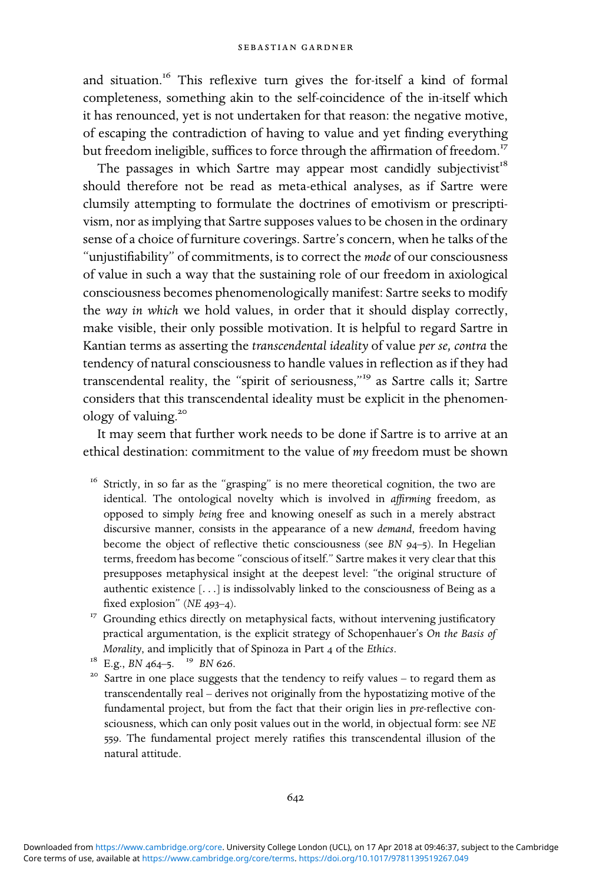and situation.[16] This reflexive turn gives the for-itself a kind of formal completeness, something akin to the self-coincidence of the in-itself which it has renounced, yet is not undertaken for that reason: the negative motive, of escaping the contradiction of having to value and yet finding everything but freedom ineligible, suffices to force through the affirmation of freedom.[17]

The passages in which Sartre may appear most candidly subjectivist[18] should therefore not be read as meta-ethical analyses, as if Sartre were clumsily attempting to formulate the doctrines of emotivism or prescriptivism, nor as implying that Sartre supposes values to be chosen in the ordinary sense of a choice of furniture coverings. Sartre's concern, when he talks of the "unjustifiability" of commitments, is to correct the *mode* of our consciousness of value in such a way that the sustaining role of our freedom in axiological consciousness becomes phenomenologically manifest: Sartre seeks to modify the *way in which* we hold values, in order that it should display correctly, make visible, their only possible motivation. It is helpful to regard Sartre in Kantian terms as asserting the *transcendental ideality* of value *per se, contra* the tendency of natural consciousness to handle values in reflection as if they had transcendental reality, the "spirit of seriousness,"[19] as Sartre calls it; Sartre considers that this transcendental ideality must be explicit in the phenomenology of valuing.[20]

It may seem that further work needs to be done if Sartre is to arrive at an ethical destination: commitment to the value of *my* freedom must be shown

[16] Strictly, in so far as the "grasping" is no mere theoretical cognition, the two are identical. The ontological novelty which is involved in *affirming* freedom, as opposed to simply *being* free and knowing oneself as such in a merely abstract discursive manner, consists in the appearance of a new *demand*, freedom having become the object of reflective thetic consciousness (see *BN* 94–5). In Hegelian terms, freedom has become "conscious of itself." Sartre makes it very clear that this presupposes metaphysical insight at the deepest level: "the original structure of authentic existence [. . .] is indissolvably linked to the consciousness of Being as a fixed explosion" (*NE* 493–4).

[17] Grounding ethics directly on metaphysical facts, without intervening justificatory practical argumentation, is the explicit strategy of Schopenhauer's *On the Basis of Morality*, and implicitly that of Spinoza in Part 4 of the *Ethics*.

[18] E.g., *BN* 464–5. [19] *BN* 626.

[20] Sartre in one place suggests that the tendency to reify values – to regard them as transcendentally real – derives not originally from the hypostatizing motive of the fundamental project, but from the fact that their origin lies in *pre*-reflective consciousness, which can only posit values out in the world, in objectual form: see *NE* 559. The fundamental project merely ratifies this transcendental illusion of the natural attitude.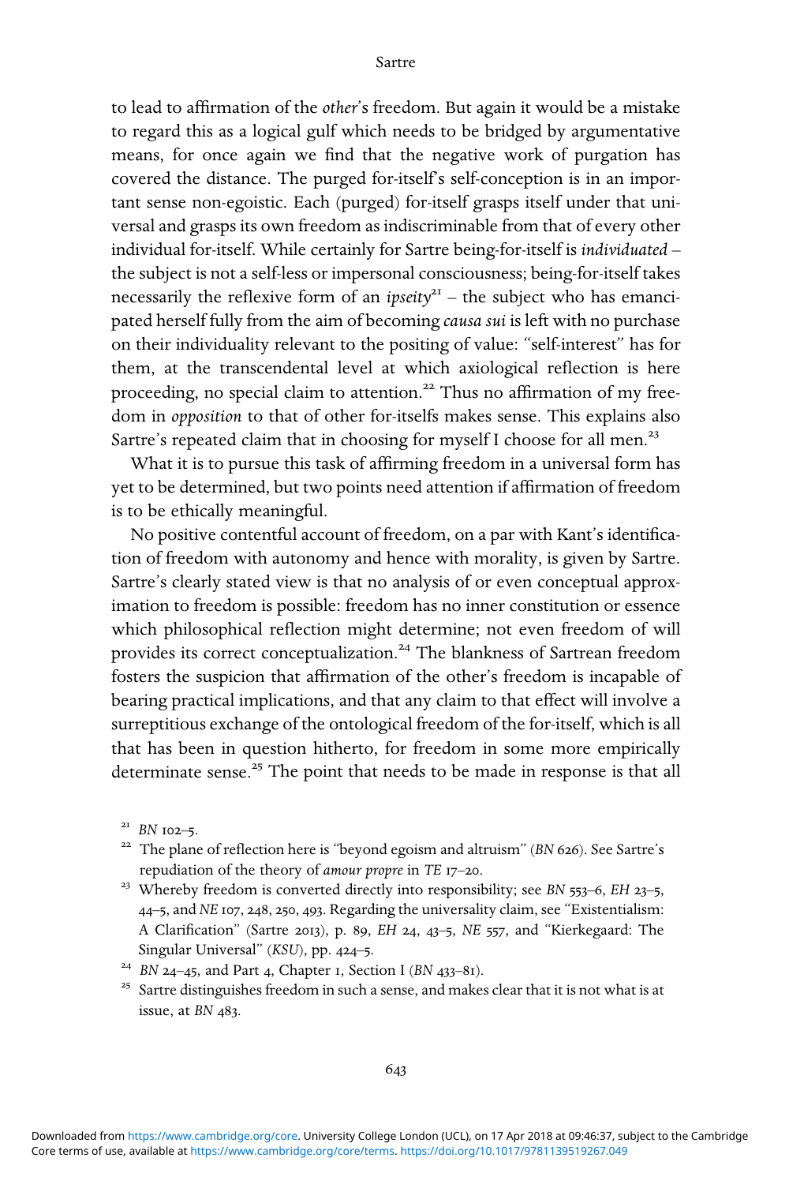to lead to affirmation of the *other*'s freedom. But again it would be a mistake to regard this as a logical gulf which needs to be bridged by argumentative means, for once again we find that the negative work of purgation has covered the distance. The purged for-itself's self-conception is in an important sense non-egoistic. Each (purged) for-itself grasps itself under that universal and grasps its own freedom as indiscriminable from that of every other individual for-itself. While certainly for Sartre being-for-itself is *individuated* – the subject is not a self-less or impersonal consciousness; being-for-itself takes necessarily the reflexive form of an *ipseity*[21] – the subject who has emancipated herself fully from the aim of becoming *causa sui* is left with no purchase on their individuality relevant to the positing of value: "self-interest" has for them, at the transcendental level at which axiological reflection is here proceeding, no special claim to attention.[22] Thus no affirmation of my freedom in *opposition* to that of other for-itselfs makes sense. This explains also Sartre's repeated claim that in choosing for myself I choose for all men.[23]

What it is to pursue this task of affirming freedom in a universal form has yet to be determined, but two points need attention if affirmation of freedom is to be ethically meaningful.

No positive contentful account of freedom, on a par with Kant's identification of freedom with autonomy and hence with morality, is given by Sartre. Sartre's clearly stated view is that no analysis of or even conceptual approximation to freedom is possible: freedom has no inner constitution or essence which philosophical reflection might determine; not even freedom of will provides its correct conceptualization.[24] The blankness of Sartrean freedom fosters the suspicion that affirmation of the other's freedom is incapable of bearing practical implications, and that any claim to that effect will involve a surreptitious exchange of the ontological freedom of the for-itself, which is all that has been in question hitherto, for freedom in some more empirically determinate sense.[25] The point that needs to be made in response is that all

---

[21] *BN* 102–5.

[22] The plane of reflection here is "beyond egoism and altruism" (*BN* 626). See Sartre's repudiation of the theory of *amour propre* in *TE* 17–20.

[23] Whereby freedom is converted directly into responsibility; see *BN* 553–6, *EH* 23–5, 44–5, and *NE* 107, 248, 250, 493. Regarding the universality claim, see "Existentialism: A Clarification" (Sartre 2013), p. 89, *EH* 24, 43–5, *NE* 557, and "Kierkegaard: The Singular Universal" (*KSU*), pp. 424–5.

[24] *BN* 24–45, and Part 4, Chapter 1, Section I (*BN* 433–81).

[25] Sartre distinguishes freedom in such a sense, and makes clear that it is not what is at issue, at *BN* 483.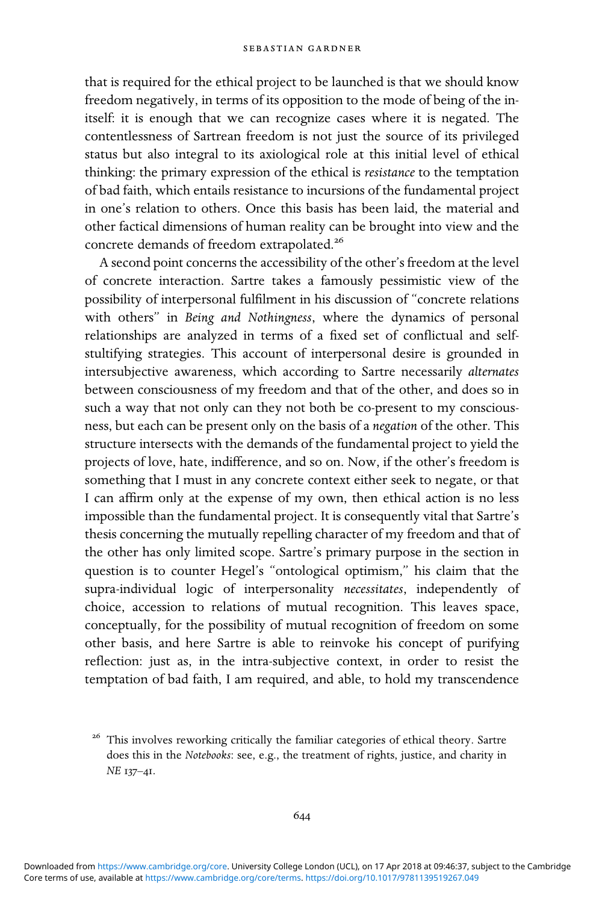that is required for the ethical project to be launched is that we should know freedom negatively, in terms of its opposition to the mode of being of the in-itself: it is enough that we can recognize cases where it is negated. The contentlessness of Sartrean freedom is not just the source of its privileged status but also integral to its axiological role at this initial level of ethical thinking: the primary expression of the ethical is *resistance* to the temptation of bad faith, which entails resistance to incursions of the fundamental project in one's relation to others. Once this basis has been laid, the material and other factical dimensions of human reality can be brought into view and the concrete demands of freedom extrapolated.[26]

A second point concerns the accessibility of the other's freedom at the level of concrete interaction. Sartre takes a famously pessimistic view of the possibility of interpersonal fulfilment in his discussion of "concrete relations with others" in *Being and Nothingness*, where the dynamics of personal relationships are analyzed in terms of a fixed set of conflictual and self-stultifying strategies. This account of interpersonal desire is grounded in intersubjective awareness, which according to Sartre necessarily *alternates* between consciousness of my freedom and that of the other, and does so in such a way that not only can they not both be co-present to my consciousness, but each can be present only on the basis of a *negation* of the other. This structure intersects with the demands of the fundamental project to yield the projects of love, hate, indifference, and so on. Now, if the other's freedom is something that I must in any concrete context either seek to negate, or that I can affirm only at the expense of my own, then ethical action is no less impossible than the fundamental project. It is consequently vital that Sartre's thesis concerning the mutually repelling character of my freedom and that of the other has only limited scope. Sartre's primary purpose in the section in question is to counter Hegel's "ontological optimism," his claim that the supra-individual logic of interpersonality *necessitates*, independently of choice, accession to relations of mutual recognition. This leaves space, conceptually, for the possibility of mutual recognition of freedom on some other basis, and here Sartre is able to reinvoke his concept of purifying reflection: just as, in the intra-subjective context, in order to resist the temptation of bad faith, I am required, and able, to hold my transcendence

[26] This involves reworking critically the familiar categories of ethical theory. Sartre does this in the *Notebooks*: see, e.g., the treatment of rights, justice, and charity in *NE* 137–41.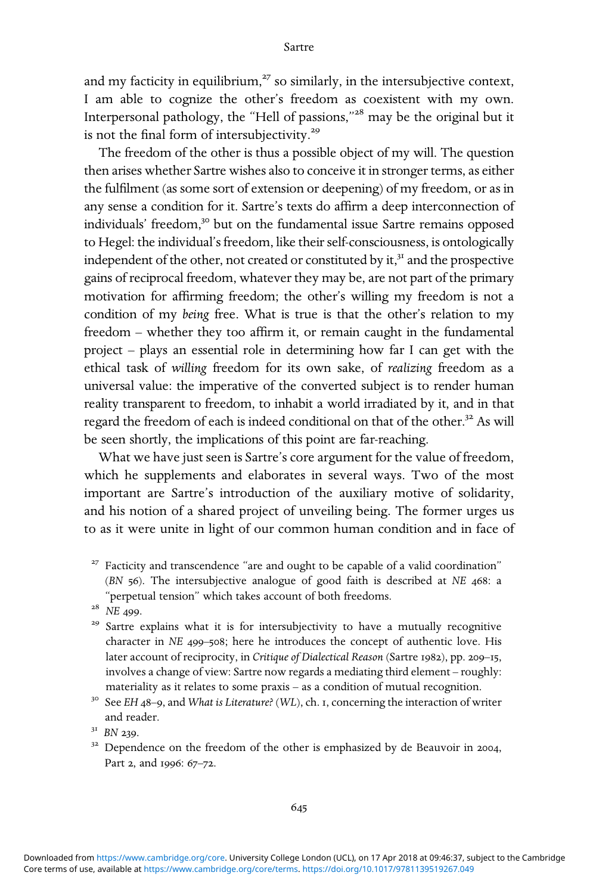and my facticity in equilibrium,[27] so similarly, in the intersubjective context, I am able to cognize the other's freedom as coexistent with my own. Interpersonal pathology, the "Hell of passions,"[28] may be the original but it is not the final form of intersubjectivity.[29]

The freedom of the other is thus a possible object of my will. The question then arises whether Sartre wishes also to conceive it in stronger terms, as either the fulfilment (as some sort of extension or deepening) of my freedom, or as in any sense a condition for it. Sartre's texts do affirm a deep interconnection of individuals' freedom,[30] but on the fundamental issue Sartre remains opposed to Hegel: the individual's freedom, like their self-consciousness, is ontologically independent of the other, not created or constituted by it,[31] and the prospective gains of reciprocal freedom, whatever they may be, are not part of the primary motivation for affirming freedom; the other's willing my freedom is not a condition of my *being* free. What is true is that the other's relation to my freedom – whether they too affirm it, or remain caught in the fundamental project – plays an essential role in determining how far I can get with the ethical task of *willing* freedom for its own sake, of *realizing* freedom as a universal value: the imperative of the converted subject is to render human reality transparent to freedom, to inhabit a world irradiated by it, and in that regard the freedom of each is indeed conditional on that of the other.[32] As will be seen shortly, the implications of this point are far-reaching.

What we have just seen is Sartre's core argument for the value of freedom, which he supplements and elaborates in several ways. Two of the most important are Sartre's introduction of the auxiliary motive of solidarity, and his notion of a shared project of unveiling being. The former urges us to as it were unite in light of our common human condition and in face of

[27] Facticity and transcendence "are and ought to be capable of a valid coordination" (*BN* 56). The intersubjective analogue of good faith is described at *NE* 468: a "perpetual tension" which takes account of both freedoms.

[28] *NE* 499.

[29] Sartre explains what it is for intersubjectivity to have a mutually recognitive character in *NE* 499–508; here he introduces the concept of authentic love. His later account of reciprocity, in *Critique of Dialectical Reason* (Sartre 1982), pp. 209–15, involves a change of view: Sartre now regards a mediating third element – roughly: materiality as it relates to some praxis – as a condition of mutual recognition.

[30] See *EH* 48–9, and *What is Literature?* (*WL*), ch. 1, concerning the interaction of writer and reader.

[31] *BN* 239.

[32] Dependence on the freedom of the other is emphasized by de Beauvoir in 2004, Part 2, and 1996: 67–72.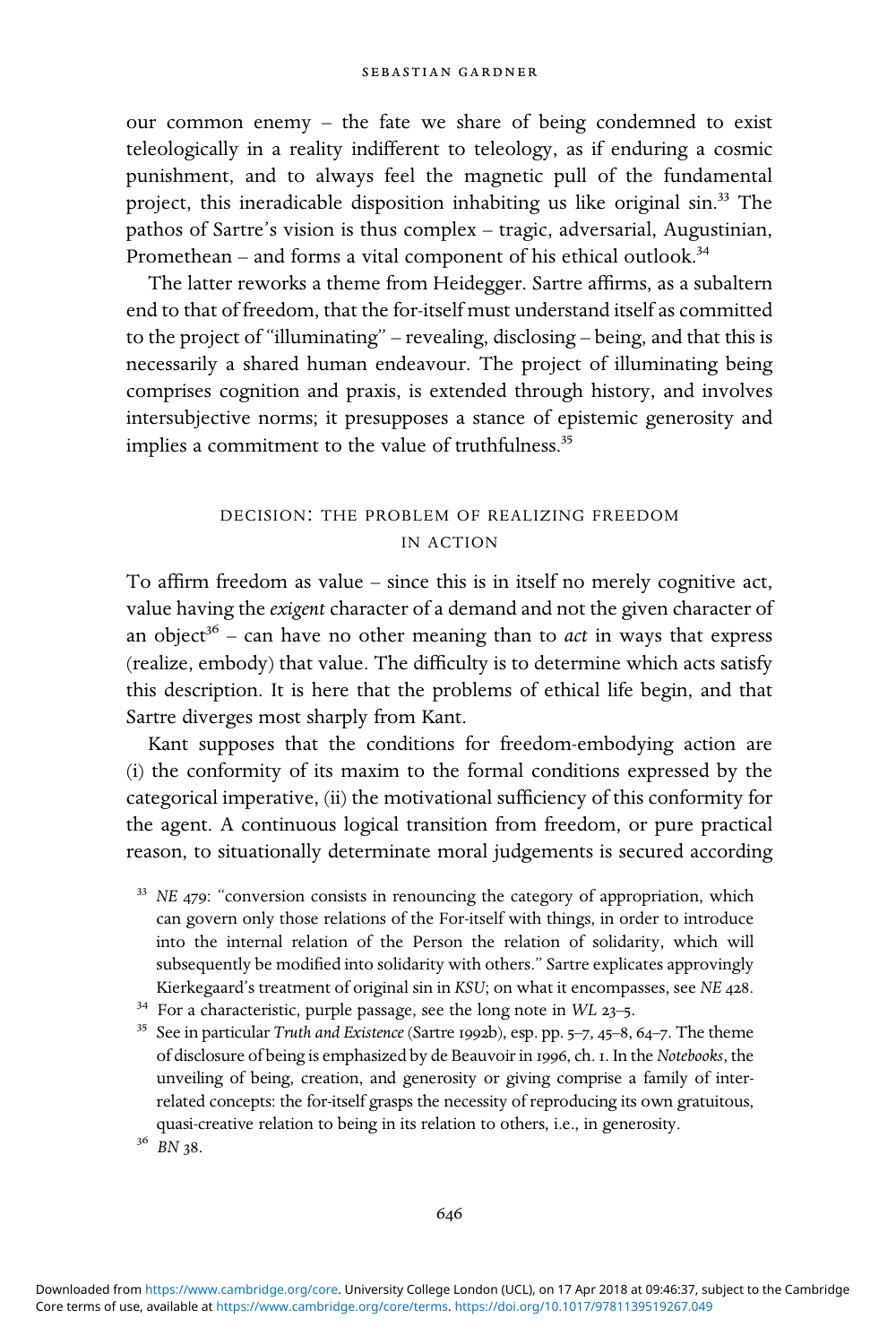our common enemy – the fate we share of being condemned to exist teleologically in a reality indifferent to teleology, as if enduring a cosmic punishment, and to always feel the magnetic pull of the fundamental project, this ineradicable disposition inhabiting us like original sin.[33] The pathos of Sartre's vision is thus complex – tragic, adversarial, Augustinian, Promethean – and forms a vital component of his ethical outlook.[34]

The latter reworks a theme from Heidegger. Sartre affirms, as a subaltern end to that of freedom, that the for-itself must understand itself as committed to the project of "illuminating" – revealing, disclosing – being, and that this is necessarily a shared human endeavour. The project of illuminating being comprises cognition and praxis, is extended through history, and involves intersubjective norms; it presupposes a stance of epistemic generosity and implies a commitment to the value of truthfulness.[35]

## DECISION: THE PROBLEM OF REALIZING FREEDOM IN ACTION

To affirm freedom as value – since this is in itself no merely cognitive act, value having the *exigent* character of a demand and not the given character of an object[36] – can have no other meaning than to *act* in ways that express (realize, embody) that value. The difficulty is to determine which acts satisfy this description. It is here that the problems of ethical life begin, and that Sartre diverges most sharply from Kant.

Kant supposes that the conditions for freedom-embodying action are (i) the conformity of its maxim to the formal conditions expressed by the categorical imperative, (ii) the motivational sufficiency of this conformity for the agent. A continuous logical transition from freedom, or pure practical reason, to situationally determinate moral judgements is secured according

[33] *NE* 479: "conversion consists in renouncing the category of appropriation, which can govern only those relations of the For-itself with things, in order to introduce into the internal relation of the Person the relation of solidarity, which will subsequently be modified into solidarity with others." Sartre explicates approvingly Kierkegaard's treatment of original sin in *KSU*; on what it encompasses, see *NE* 428.

[34] For a characteristic, purple passage, see the long note in *WL* 23–5.

[35] See in particular *Truth and Existence* (Sartre 1992b), esp. pp. 5–7, 45–8, 64–7. The theme of disclosure of being is emphasized by de Beauvoir in 1996, ch. 1. In the *Notebooks*, the unveiling of being, creation, and generosity or giving comprise a family of interrelated concepts: the for-itself grasps the necessity of reproducing its own gratuitous, quasi-creative relation to being in its relation to others, i.e., in generosity.

[36] *BN* 38.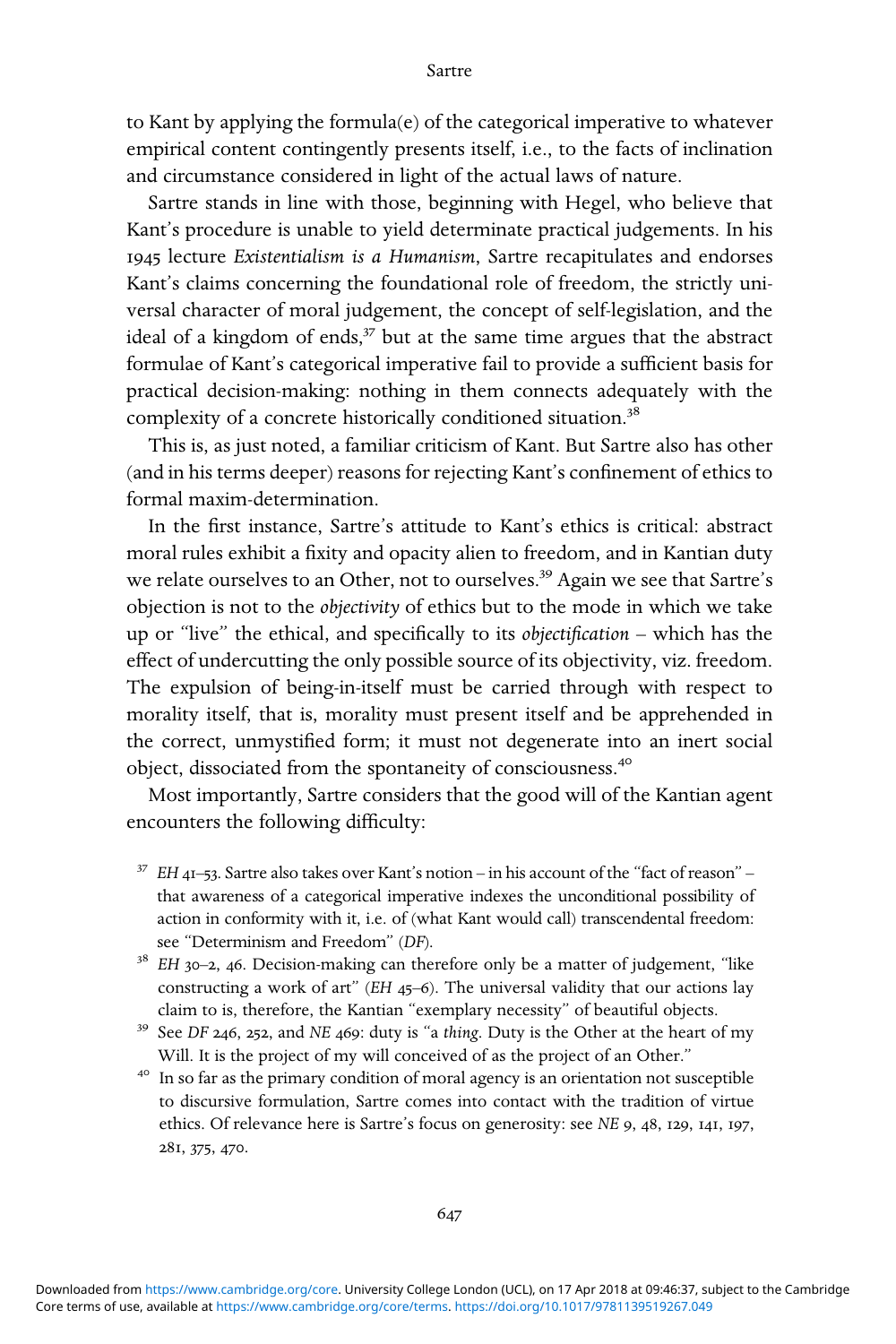to Kant by applying the formula(e) of the categorical imperative to whatever empirical content contingently presents itself, i.e., to the facts of inclination and circumstance considered in light of the actual laws of nature.

Sartre stands in line with those, beginning with Hegel, who believe that Kant's procedure is unable to yield determinate practical judgements. In his 1945 lecture *Existentialism is a Humanism*, Sartre recapitulates and endorses Kant's claims concerning the foundational role of freedom, the strictly universal character of moral judgement, the concept of self-legislation, and the ideal of a kingdom of ends,[37] but at the same time argues that the abstract formulae of Kant's categorical imperative fail to provide a sufficient basis for practical decision-making: nothing in them connects adequately with the complexity of a concrete historically conditioned situation.[38]

This is, as just noted, a familiar criticism of Kant. But Sartre also has other (and in his terms deeper) reasons for rejecting Kant's confinement of ethics to formal maxim-determination.

In the first instance, Sartre's attitude to Kant's ethics is critical: abstract moral rules exhibit a fixity and opacity alien to freedom, and in Kantian duty we relate ourselves to an Other, not to ourselves.[39] Again we see that Sartre's objection is not to the *objectivity* of ethics but to the mode in which we take up or "live" the ethical, and specifically to its *objectification* – which has the effect of undercutting the only possible source of its objectivity, viz. freedom. The expulsion of being-in-itself must be carried through with respect to morality itself, that is, morality must present itself and be apprehended in the correct, unmystified form; it must not degenerate into an inert social object, dissociated from the spontaneity of consciousness.[40]

Most importantly, Sartre considers that the good will of the Kantian agent encounters the following difficulty:

[37] *EH* 41–53. Sartre also takes over Kant's notion – in his account of the "fact of reason" – that awareness of a categorical imperative indexes the unconditional possibility of action in conformity with it, i.e. of (what Kant would call) transcendental freedom: see "Determinism and Freedom" (*DF*).

[38] *EH* 30–2, 46. Decision-making can therefore only be a matter of judgement, "like constructing a work of art" (*EH* 45–6). The universal validity that our actions lay claim to is, therefore, the Kantian "exemplary necessity" of beautiful objects.

[39] See *DF* 246, 252, and *NE* 469: duty is "a *thing*. Duty is the Other at the heart of my Will. It is the project of my will conceived of as the project of an Other."

[40] In so far as the primary condition of moral agency is an orientation not susceptible to discursive formulation, Sartre comes into contact with the tradition of virtue ethics. Of relevance here is Sartre's focus on generosity: see *NE* 9, 48, 129, 141, 197, 281, 375, 470.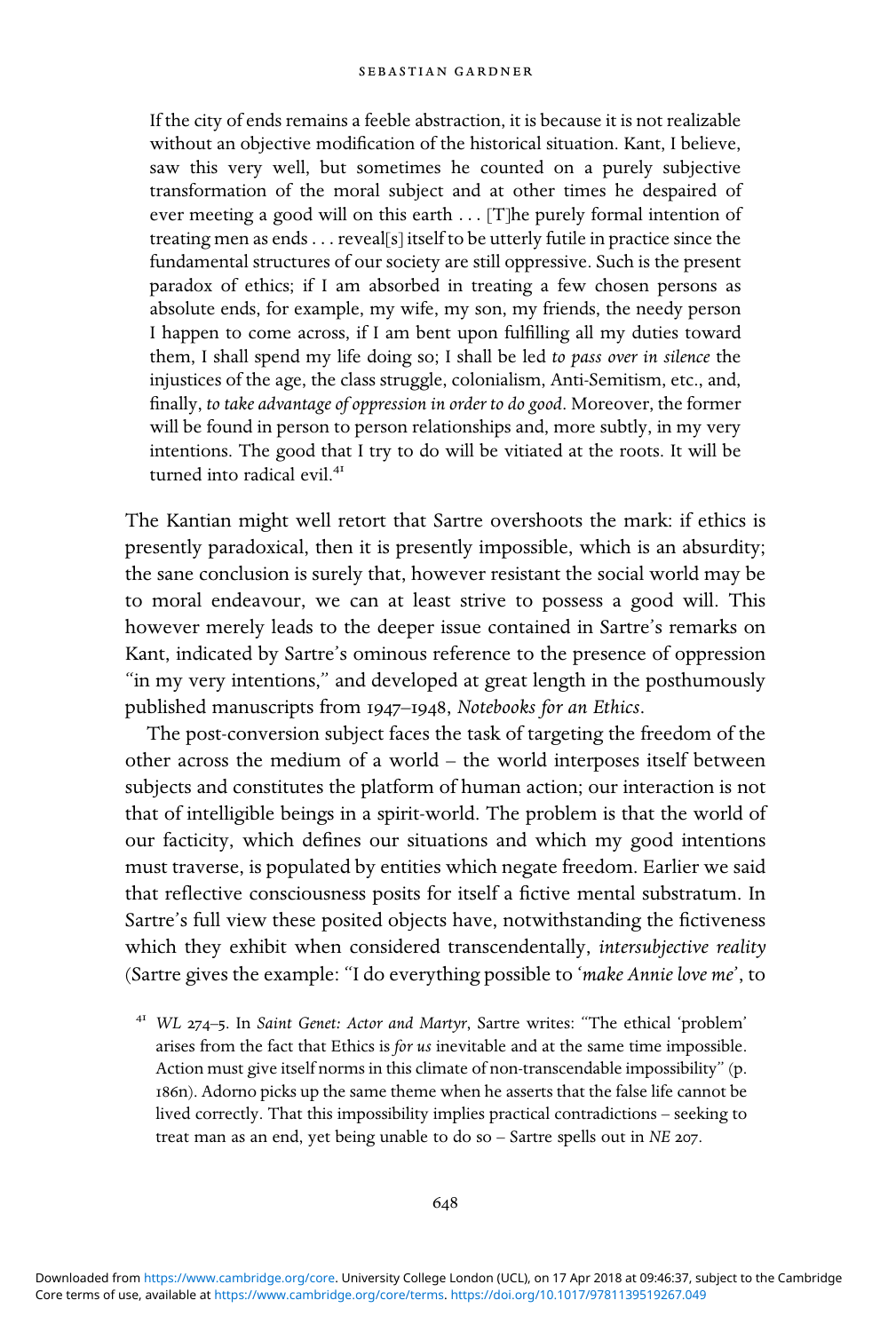> If the city of ends remains a feeble abstraction, it is because it is not realizable without an objective modification of the historical situation. Kant, I believe, saw this very well, but sometimes he counted on a purely subjective transformation of the moral subject and at other times he despaired of ever meeting a good will on this earth . . . [T]he purely formal intention of treating men as ends . . . reveal[s] itself to be utterly futile in practice since the fundamental structures of our society are still oppressive. Such is the present paradox of ethics; if I am absorbed in treating a few chosen persons as absolute ends, for example, my wife, my son, my friends, the needy person I happen to come across, if I am bent upon fulfilling all my duties toward them, I shall spend my life doing so; I shall be led *to pass over in silence* the injustices of the age, the class struggle, colonialism, Anti-Semitism, etc., and, finally, *to take advantage of oppression in order to do good*. Moreover, the former will be found in person to person relationships and, more subtly, in my very intentions. The good that I try to do will be vitiated at the roots. It will be turned into radical evil.[41]

The Kantian might well retort that Sartre overshoots the mark: if ethics is presently paradoxical, then it is presently impossible, which is an absurdity; the sane conclusion is surely that, however resistant the social world may be to moral endeavour, we can at least strive to possess a good will. This however merely leads to the deeper issue contained in Sartre's remarks on Kant, indicated by Sartre's ominous reference to the presence of oppression "in my very intentions," and developed at great length in the posthumously published manuscripts from 1947–1948, *Notebooks for an Ethics*.

The post-conversion subject faces the task of targeting the freedom of the other across the medium of a world – the world interposes itself between subjects and constitutes the platform of human action; our interaction is not that of intelligible beings in a spirit-world. The problem is that the world of our facticity, which defines our situations and which my good intentions must traverse, is populated by entities which negate freedom. Earlier we said that reflective consciousness posits for itself a fictive mental substratum. In Sartre's full view these posited objects have, notwithstanding the fictiveness which they exhibit when considered transcendentally, *intersubjective reality* (Sartre gives the example: "I do everything possible to '*make Annie love me*', to

[41] *WL* 274–5. In *Saint Genet: Actor and Martyr*, Sartre writes: "The ethical 'problem' arises from the fact that Ethics is *for us* inevitable and at the same time impossible. Action must give itself norms in this climate of non-transcendable impossibility" (p. 186n). Adorno picks up the same theme when he asserts that the false life cannot be lived correctly. That this impossibility implies practical contradictions – seeking to treat man as an end, yet being unable to do so – Sartre spells out in *NE* 207.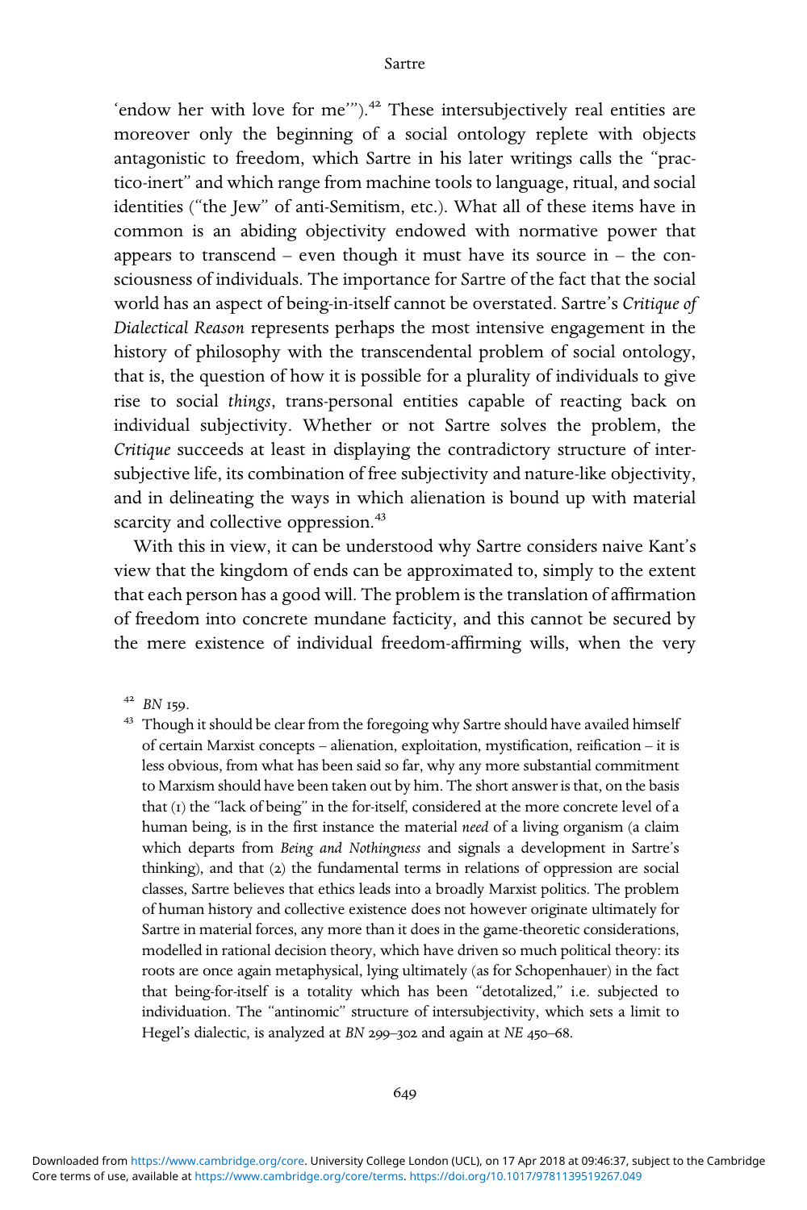'endow her with love for me'").[42] These intersubjectively real entities are moreover only the beginning of a social ontology replete with objects antagonistic to freedom, which Sartre in his later writings calls the "practico-inert" and which range from machine tools to language, ritual, and social identities ("the Jew" of anti-Semitism, etc.). What all of these items have in common is an abiding objectivity endowed with normative power that appears to transcend – even though it must have its source in – the consciousness of individuals. The importance for Sartre of the fact that the social world has an aspect of being-in-itself cannot be overstated. Sartre's *Critique of Dialectical Reason* represents perhaps the most intensive engagement in the history of philosophy with the transcendental problem of social ontology, that is, the question of how it is possible for a plurality of individuals to give rise to social *things*, trans-personal entities capable of reacting back on individual subjectivity. Whether or not Sartre solves the problem, the *Critique* succeeds at least in displaying the contradictory structure of intersubjective life, its combination of free subjectivity and nature-like objectivity, and in delineating the ways in which alienation is bound up with material scarcity and collective oppression.[43]

With this in view, it can be understood why Sartre considers naive Kant's view that the kingdom of ends can be approximated to, simply to the extent that each person has a good will. The problem is the translation of affirmation of freedom into concrete mundane facticity, and this cannot be secured by the mere existence of individual freedom-affirming wills, when the very

[42] *BN* 159.

[43] Though it should be clear from the foregoing why Sartre should have availed himself of certain Marxist concepts – alienation, exploitation, mystification, reification – it is less obvious, from what has been said so far, why any more substantial commitment to Marxism should have been taken out by him. The short answer is that, on the basis that (1) the "lack of being" in the for-itself, considered at the more concrete level of a human being, is in the first instance the material *need* of a living organism (a claim which departs from *Being and Nothingness* and signals a development in Sartre's thinking), and that (2) the fundamental terms in relations of oppression are social classes, Sartre believes that ethics leads into a broadly Marxist politics. The problem of human history and collective existence does not however originate ultimately for Sartre in material forces, any more than it does in the game-theoretic considerations, modelled in rational decision theory, which have driven so much political theory: its roots are once again metaphysical, lying ultimately (as for Schopenhauer) in the fact that being-for-itself is a totality which has been "detotalized," i.e. subjected to individuation. The "antinomic" structure of intersubjectivity, which sets a limit to Hegel's dialectic, is analyzed at *BN* 299–302 and again at *NE* 450–68.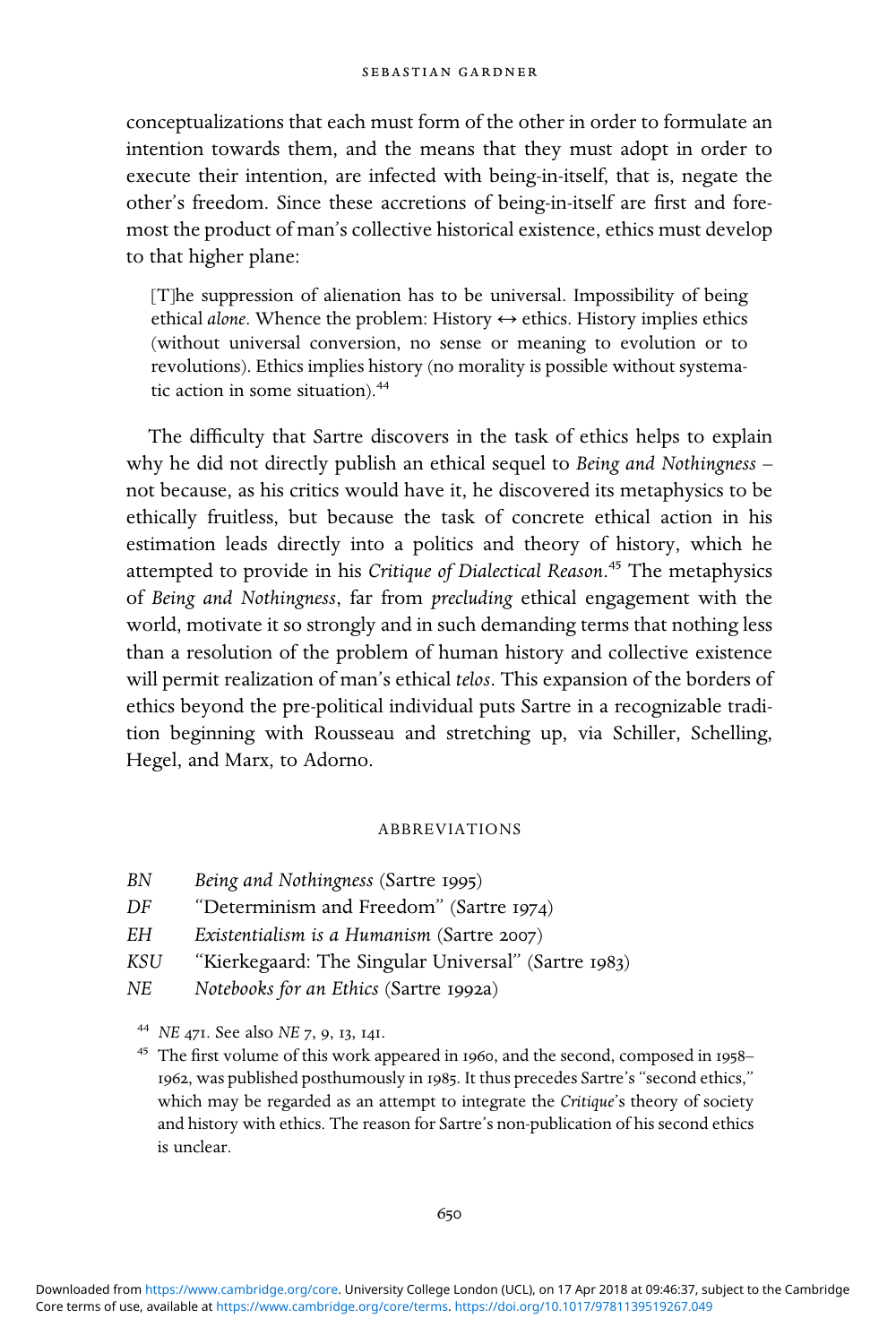conceptualizations that each must form of the other in order to formulate an intention towards them, and the means that they must adopt in order to execute their intention, are infected with being-in-itself, that is, negate the other's freedom. Since these accretions of being-in-itself are first and foremost the product of man's collective historical existence, ethics must develop to that higher plane:

> [T]he suppression of alienation has to be universal. Impossibility of being ethical *alone*. Whence the problem: History ↔ ethics. History implies ethics (without universal conversion, no sense or meaning to evolution or to revolutions). Ethics implies history (no morality is possible without systematic action in some situation).[44]

The difficulty that Sartre discovers in the task of ethics helps to explain why he did not directly publish an ethical sequel to *Being and Nothingness* – not because, as his critics would have it, he discovered its metaphysics to be ethically fruitless, but because the task of concrete ethical action in his estimation leads directly into a politics and theory of history, which he attempted to provide in his *Critique of Dialectical Reason*.[45] The metaphysics of *Being and Nothingness*, far from *precluding* ethical engagement with the world, motivate it so strongly and in such demanding terms that nothing less than a resolution of the problem of human history and collective existence will permit realization of man's ethical *telos*. This expansion of the borders of ethics beyond the pre-political individual puts Sartre in a recognizable tradition beginning with Rousseau and stretching up, via Schiller, Schelling, Hegel, and Marx, to Adorno.

## ABBREVIATIONS

| | |
|---|---|
| *BN* | *Being and Nothingness* (Sartre 1995) |
| *DF* | "Determinism and Freedom" (Sartre 1974) |
| *EH* | *Existentialism is a Humanism* (Sartre 2007) |
| *KSU* | "Kierkegaard: The Singular Universal" (Sartre 1983) |
| *NE* | *Notebooks for an Ethics* (Sartre 1992a) |

[44] *NE* 471. See also *NE* 7, 9, 13, 141.

[45] The first volume of this work appeared in 1960, and the second, composed in 1958–1962, was published posthumously in 1985. It thus precedes Sartre's "second ethics," which may be regarded as an attempt to integrate the *Critique*'s theory of society and history with ethics. The reason for Sartre's non-publication of his second ethics is unclear.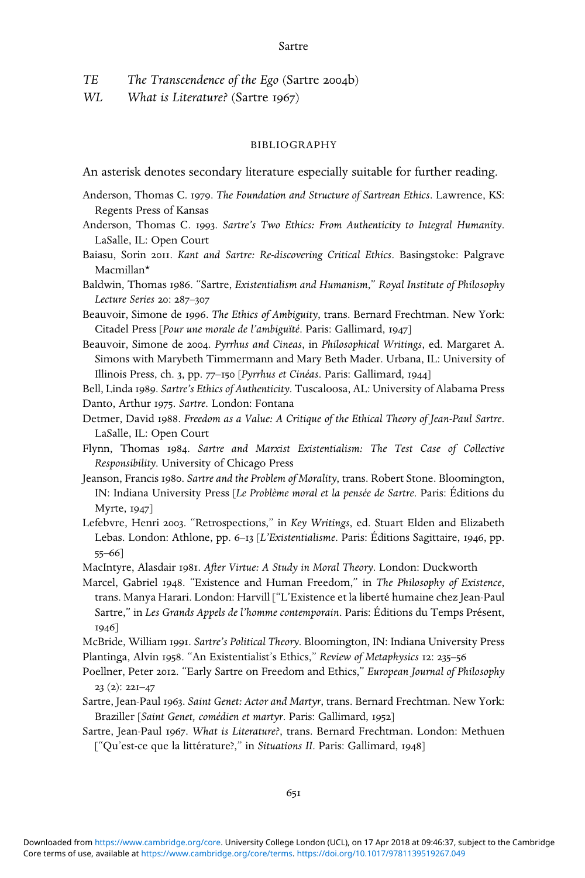| | |
|---|---|
| *TE* | *The Transcendence of the Ego* (Sartre 2004b) |
| *WL* | *What is Literature?* (Sartre 1967) |

## BIBLIOGRAPHY

An asterisk denotes secondary literature especially suitable for further reading.

Anderson, Thomas C. 1979. *The Foundation and Structure of Sartrean Ethics*. Lawrence, KS: Regents Press of Kansas

Anderson, Thomas C. 1993. *Sartre's Two Ethics: From Authenticity to Integral Humanity*. LaSalle, IL: Open Court

Baiasu, Sorin 2011. *Kant and Sartre: Re-discovering Critical Ethics*. Basingstoke: Palgrave Macmillan*

Baldwin, Thomas 1986. "Sartre, *Existentialism and Humanism*," *Royal Institute of Philosophy Lecture Series* 20: 287–307

Beauvoir, Simone de 1996. *The Ethics of Ambiguity*, trans. Bernard Frechtman. New York: Citadel Press [*Pour une morale de l'ambiguïté*. Paris: Gallimard, 1947]

Beauvoir, Simone de 2004. *Pyrrhus and Cineas*, in *Philosophical Writings*, ed. Margaret A. Simons with Marybeth Timmermann and Mary Beth Mader. Urbana, IL: University of Illinois Press, ch. 3, pp. 77–150 [*Pyrrhus et Cinéas*. Paris: Gallimard, 1944]

Bell, Linda 1989. *Sartre's Ethics of Authenticity*. Tuscaloosa, AL: University of Alabama Press

Danto, Arthur 1975. *Sartre*. London: Fontana

Detmer, David 1988. *Freedom as a Value: A Critique of the Ethical Theory of Jean-Paul Sartre*. LaSalle, IL: Open Court

Flynn, Thomas 1984. *Sartre and Marxist Existentialism: The Test Case of Collective Responsibility*. University of Chicago Press

Jeanson, Francis 1980. *Sartre and the Problem of Morality*, trans. Robert Stone. Bloomington, IN: Indiana University Press [*Le Problème moral et la pensée de Sartre*. Paris: Éditions du Myrte, 1947]

Lefebvre, Henri 2003. "Retrospections," in *Key Writings*, ed. Stuart Elden and Elizabeth Lebas. London: Athlone, pp. 6–13 [*L'Existentialisme*. Paris: Éditions Sagittaire, 1946, pp. 55–66]

MacIntyre, Alasdair 1981. *After Virtue: A Study in Moral Theory*. London: Duckworth

Marcel, Gabriel 1948. "Existence and Human Freedom," in *The Philosophy of Existence*, trans. Manya Harari. London: Harvill ["L'Existence et la liberté humaine chez Jean-Paul Sartre," in *Les Grands Appels de l'homme contemporain*. Paris: Éditions du Temps Présent, 1946]

McBride, William 1991. *Sartre's Political Theory*. Bloomington, IN: Indiana University Press

Plantinga, Alvin 1958. "An Existentialist's Ethics," *Review of Metaphysics* 12: 235–56

Poellner, Peter 2012. "Early Sartre on Freedom and Ethics," *European Journal of Philosophy* 23 (2): 221–47

Sartre, Jean-Paul 1963. *Saint Genet: Actor and Martyr*, trans. Bernard Frechtman. New York: Braziller [*Saint Genet, comédien et martyr*. Paris: Gallimard, 1952]

Sartre, Jean-Paul 1967. *What is Literature?*, trans. Bernard Frechtman. London: Methuen ["Qu'est-ce que la littérature?," in *Situations II*. Paris: Gallimard, 1948]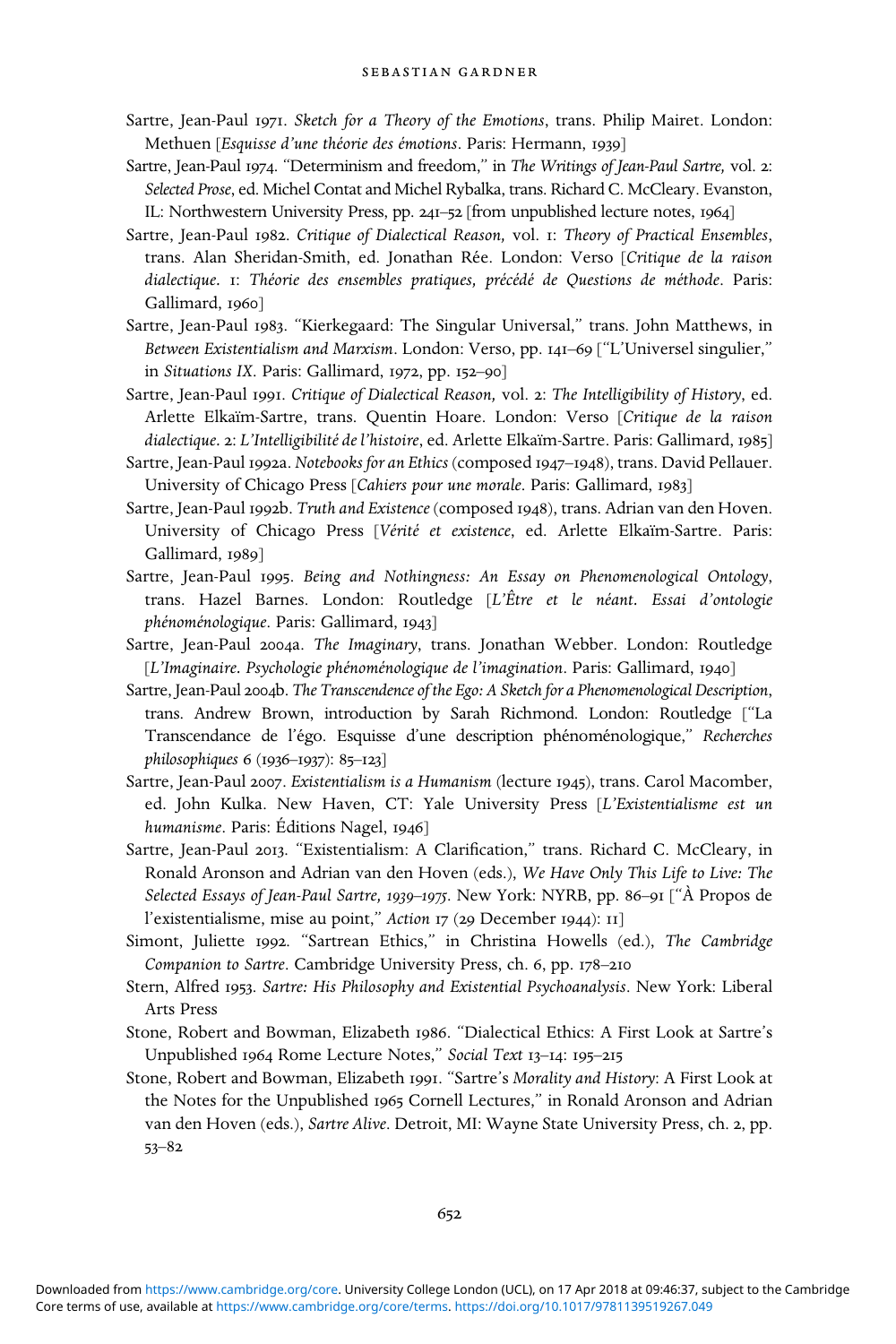Sartre, Jean-Paul 1971. *Sketch for a Theory of the Emotions*, trans. Philip Mairet. London: Methuen [*Esquisse d'une théorie des émotions*. Paris: Hermann, 1939]

Sartre, Jean-Paul 1974. "Determinism and freedom," in *The Writings of Jean-Paul Sartre,* vol. 2: *Selected Prose*, ed. Michel Contat and Michel Rybalka, trans. Richard C. McCleary. Evanston, IL: Northwestern University Press, pp. 241–52 [from unpublished lecture notes, 1964]

Sartre, Jean-Paul 1982. *Critique of Dialectical Reason,* vol. 1: *Theory of Practical Ensembles*, trans. Alan Sheridan-Smith, ed. Jonathan Rée. London: Verso [*Critique de la raison dialectique*. 1: *Théorie des ensembles pratiques, précédé de Questions de méthode*. Paris: Gallimard, 1960]

Sartre, Jean-Paul 1983. "Kierkegaard: The Singular Universal," trans. John Matthews, in *Between Existentialism and Marxism*. London: Verso, pp. 141–69 ["L'Universel singulier," in *Situations IX*. Paris: Gallimard, 1972, pp. 152–90]

Sartre, Jean-Paul 1991. *Critique of Dialectical Reason,* vol. 2: *The Intelligibility of History*, ed. Arlette Elkaïm-Sartre, trans. Quentin Hoare. London: Verso [*Critique de la raison dialectique*. 2: *L'Intelligibilité de l'histoire*, ed. Arlette Elkaïm-Sartre. Paris: Gallimard, 1985]

Sartre, Jean-Paul 1992a. *Notebooks for an Ethics* (composed 1947–1948), trans. David Pellauer. University of Chicago Press [*Cahiers pour une morale*. Paris: Gallimard, 1983]

Sartre, Jean-Paul 1992b. *Truth and Existence* (composed 1948), trans. Adrian van den Hoven. University of Chicago Press [*Vérité et existence*, ed. Arlette Elkaïm-Sartre. Paris: Gallimard, 1989]

Sartre, Jean-Paul 1995. *Being and Nothingness: An Essay on Phenomenological Ontology*, trans. Hazel Barnes. London: Routledge [*L'Être et le néant. Essai d'ontologie phénoménologique*. Paris: Gallimard, 1943]

Sartre, Jean-Paul 2004a. *The Imaginary*, trans. Jonathan Webber. London: Routledge [*L'Imaginaire. Psychologie phénoménologique de l'imagination*. Paris: Gallimard, 1940]

Sartre, Jean-Paul 2004b. *The Transcendence of the Ego: A Sketch for a Phenomenological Description*, trans. Andrew Brown, introduction by Sarah Richmond. London: Routledge ["La Transcendance de l'égo. Esquisse d'une description phénoménologique," *Recherches philosophiques* 6 (1936–1937): 85–123]

Sartre, Jean-Paul 2007. *Existentialism is a Humanism* (lecture 1945), trans. Carol Macomber, ed. John Kulka. New Haven, CT: Yale University Press [*L'Existentialisme est un humanisme*. Paris: Éditions Nagel, 1946]

Sartre, Jean-Paul 2013. "Existentialism: A Clarification," trans. Richard C. McCleary, in Ronald Aronson and Adrian van den Hoven (eds.), *We Have Only This Life to Live: The Selected Essays of Jean-Paul Sartre, 1939–1975*. New York: NYRB, pp. 86–91 ["À Propos de l'existentialisme, mise au point," *Action* 17 (29 December 1944): 11]

Simont, Juliette 1992. "Sartrean Ethics," in Christina Howells (ed.), *The Cambridge Companion to Sartre*. Cambridge University Press, ch. 6, pp. 178–210

Stern, Alfred 1953. *Sartre: His Philosophy and Existential Psychoanalysis*. New York: Liberal Arts Press

Stone, Robert and Bowman, Elizabeth 1986. "Dialectical Ethics: A First Look at Sartre's Unpublished 1964 Rome Lecture Notes," *Social Text* 13–14: 195–215

Stone, Robert and Bowman, Elizabeth 1991. "Sartre's *Morality and History*: A First Look at the Notes for the Unpublished 1965 Cornell Lectures," in Ronald Aronson and Adrian van den Hoven (eds.), *Sartre Alive*. Detroit, MI: Wayne State University Press, ch. 2, pp. 53–82